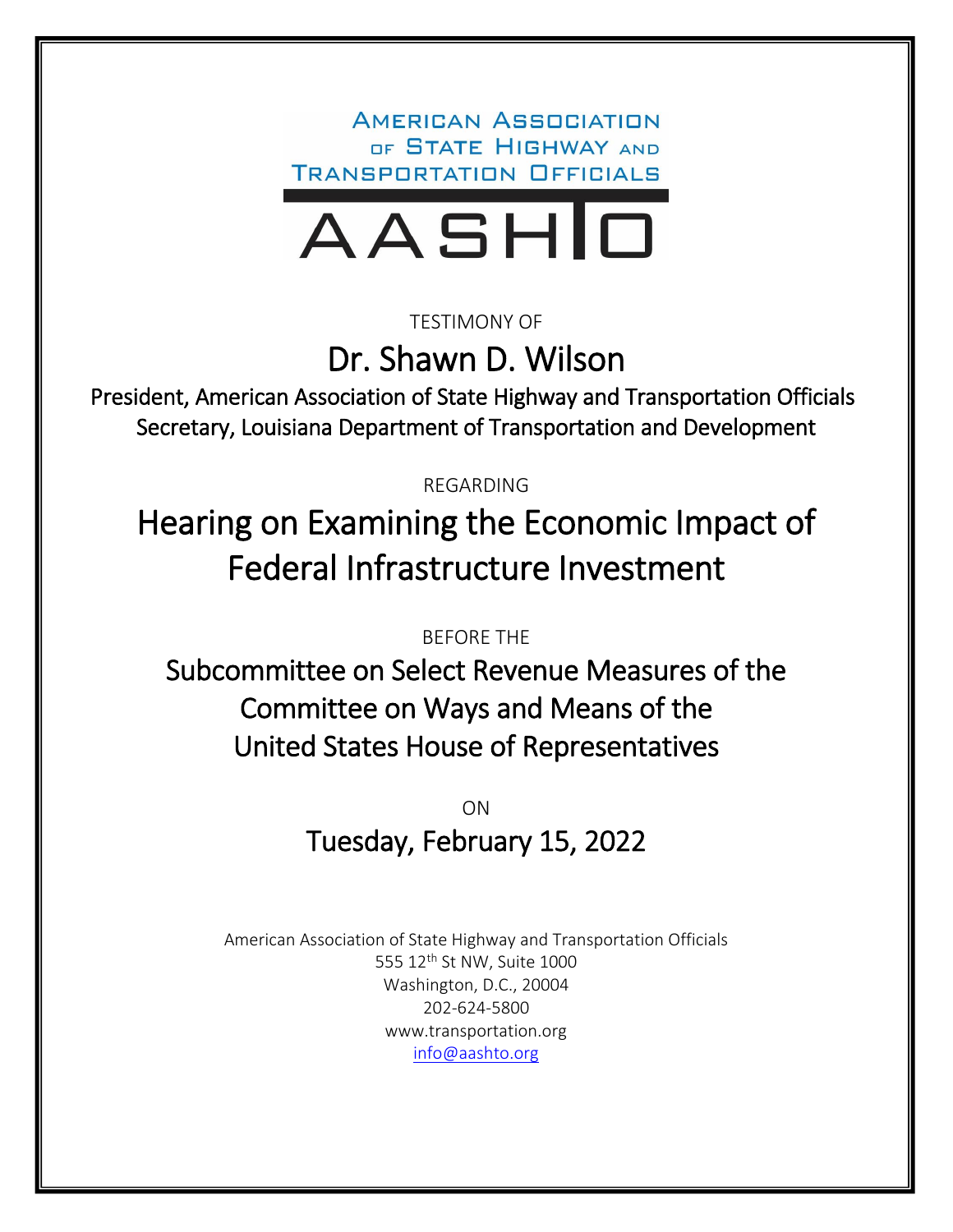AMERICAN ASSOCIATION OF STATE HIGHWAY AND TRANSPORTATION OFFICIALS

AASHTO

TESTIMONY OF

# Dr. Shawn D. Wilson

President, American Association of State Highway and Transportation Officials
Secretary, Louisiana Department of Transportation and Development

REGARDING

# Hearing on Examining the Economic Impact of Federal Infrastructure Investment

BEFORE THE

## Subcommittee on Select Revenue Measures of the Committee on Ways and Means of the United States House of Representatives

ON

## Tuesday, February 15, 2022

American Association of State Highway and Transportation Officials
555 12th St NW, Suite 1000
Washington, D.C., 20004
202-624-5800
www.transportation.org
info@aashto.org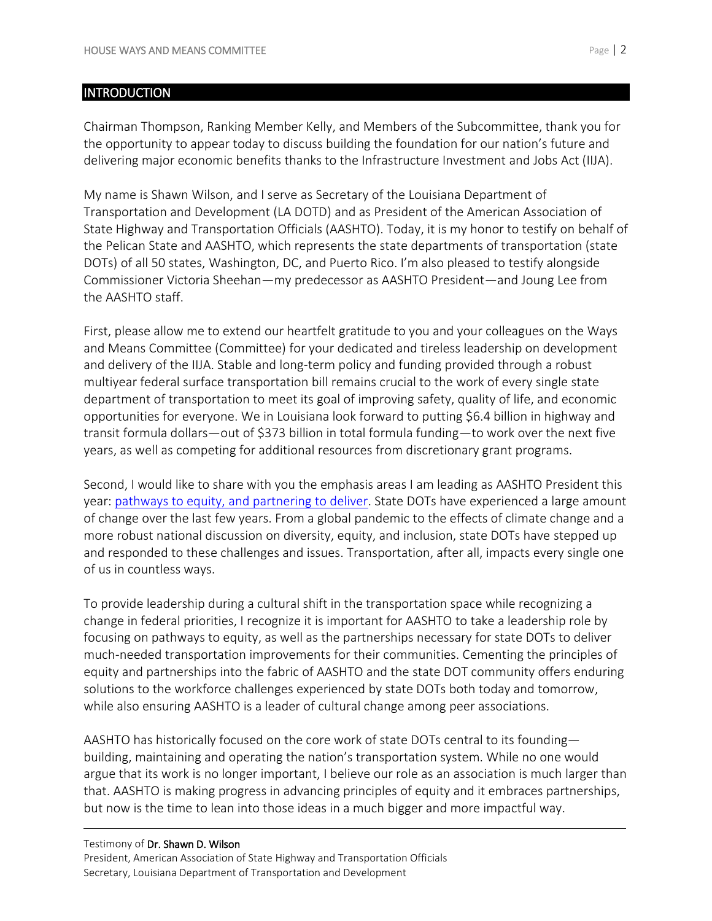## INTRODUCTION

Chairman Thompson, Ranking Member Kelly, and Members of the Subcommittee, thank you for the opportunity to appear today to discuss building the foundation for our nation's future and delivering major economic benefits thanks to the Infrastructure Investment and Jobs Act (IIJA).

My name is Shawn Wilson, and I serve as Secretary of the Louisiana Department of Transportation and Development (LA DOTD) and as President of the American Association of State Highway and Transportation Officials (AASHTO). Today, it is my honor to testify on behalf of the Pelican State and AASHTO, which represents the state departments of transportation (state DOTs) of all 50 states, Washington, DC, and Puerto Rico. I'm also pleased to testify alongside Commissioner Victoria Sheehan—my predecessor as AASHTO President—and Joung Lee from the AASHTO staff.

First, please allow me to extend our heartfelt gratitude to you and your colleagues on the Ways and Means Committee (Committee) for your dedicated and tireless leadership on development and delivery of the IIJA. Stable and long-term policy and funding provided through a robust multiyear federal surface transportation bill remains crucial to the work of every single state department of transportation to meet its goal of improving safety, quality of life, and economic opportunities for everyone. We in Louisiana look forward to putting $6.4 billion in highway and transit formula dollars—out of $373 billion in total formula funding—to work over the next five years, as well as competing for additional resources from discretionary grant programs.

Second, I would like to share with you the emphasis areas I am leading as AASHTO President this year: pathways to equity, and partnering to deliver. State DOTs have experienced a large amount of change over the last few years. From a global pandemic to the effects of climate change and a more robust national discussion on diversity, equity, and inclusion, state DOTs have stepped up and responded to these challenges and issues. Transportation, after all, impacts every single one of us in countless ways.

To provide leadership during a cultural shift in the transportation space while recognizing a change in federal priorities, I recognize it is important for AASHTO to take a leadership role by focusing on pathways to equity, as well as the partnerships necessary for state DOTs to deliver much-needed transportation improvements for their communities. Cementing the principles of equity and partnerships into the fabric of AASHTO and the state DOT community offers enduring solutions to the workforce challenges experienced by state DOTs both today and tomorrow, while also ensuring AASHTO is a leader of cultural change among peer associations.

AASHTO has historically focused on the core work of state DOTs central to its founding—building, maintaining and operating the nation's transportation system. While no one would argue that its work is no longer important, I believe our role as an association is much larger than that. AASHTO is making progress in advancing principles of equity and it embraces partnerships, but now is the time to lean into those ideas in a much bigger and more impactful way.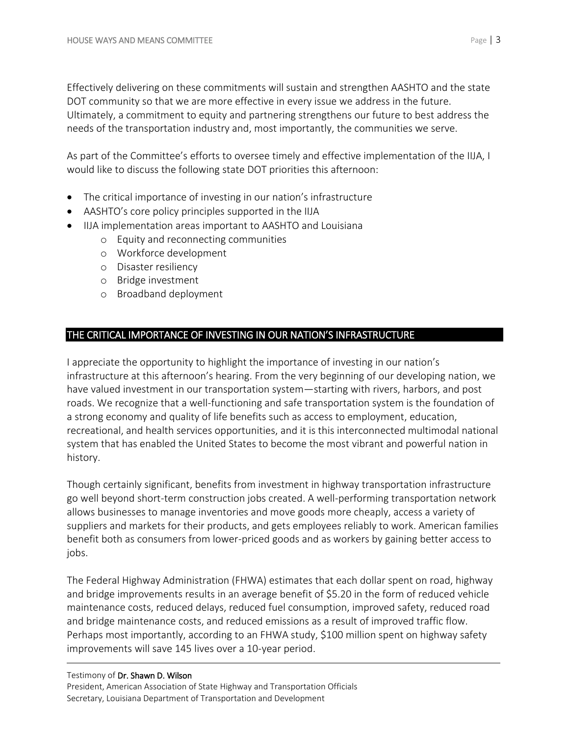Effectively delivering on these commitments will sustain and strengthen AASHTO and the state DOT community so that we are more effective in every issue we address in the future. Ultimately, a commitment to equity and partnering strengthens our future to best address the needs of the transportation industry and, most importantly, the communities we serve.

As part of the Committee's efforts to oversee timely and effective implementation of the IIJA, I would like to discuss the following state DOT priorities this afternoon:

- The critical importance of investing in our nation's infrastructure
- AASHTO's core policy principles supported in the IIJA
- IIJA implementation areas important to AASHTO and Louisiana
  - Equity and reconnecting communities
  - Workforce development
  - Disaster resiliency
  - Bridge investment
  - Broadband deployment

## THE CRITICAL IMPORTANCE OF INVESTING IN OUR NATION'S INFRASTRUCTURE

I appreciate the opportunity to highlight the importance of investing in our nation's infrastructure at this afternoon's hearing. From the very beginning of our developing nation, we have valued investment in our transportation system—starting with rivers, harbors, and post roads. We recognize that a well-functioning and safe transportation system is the foundation of a strong economy and quality of life benefits such as access to employment, education, recreational, and health services opportunities, and it is this interconnected multimodal national system that has enabled the United States to become the most vibrant and powerful nation in history.

Though certainly significant, benefits from investment in highway transportation infrastructure go well beyond short-term construction jobs created. A well-performing transportation network allows businesses to manage inventories and move goods more cheaply, access a variety of suppliers and markets for their products, and gets employees reliably to work. American families benefit both as consumers from lower-priced goods and as workers by gaining better access to jobs.

The Federal Highway Administration (FHWA) estimates that each dollar spent on road, highway and bridge improvements results in an average benefit of $5.20 in the form of reduced vehicle maintenance costs, reduced delays, reduced fuel consumption, improved safety, reduced road and bridge maintenance costs, and reduced emissions as a result of improved traffic flow. Perhaps most importantly, according to an FHWA study, $100 million spent on highway safety improvements will save 145 lives over a 10-year period.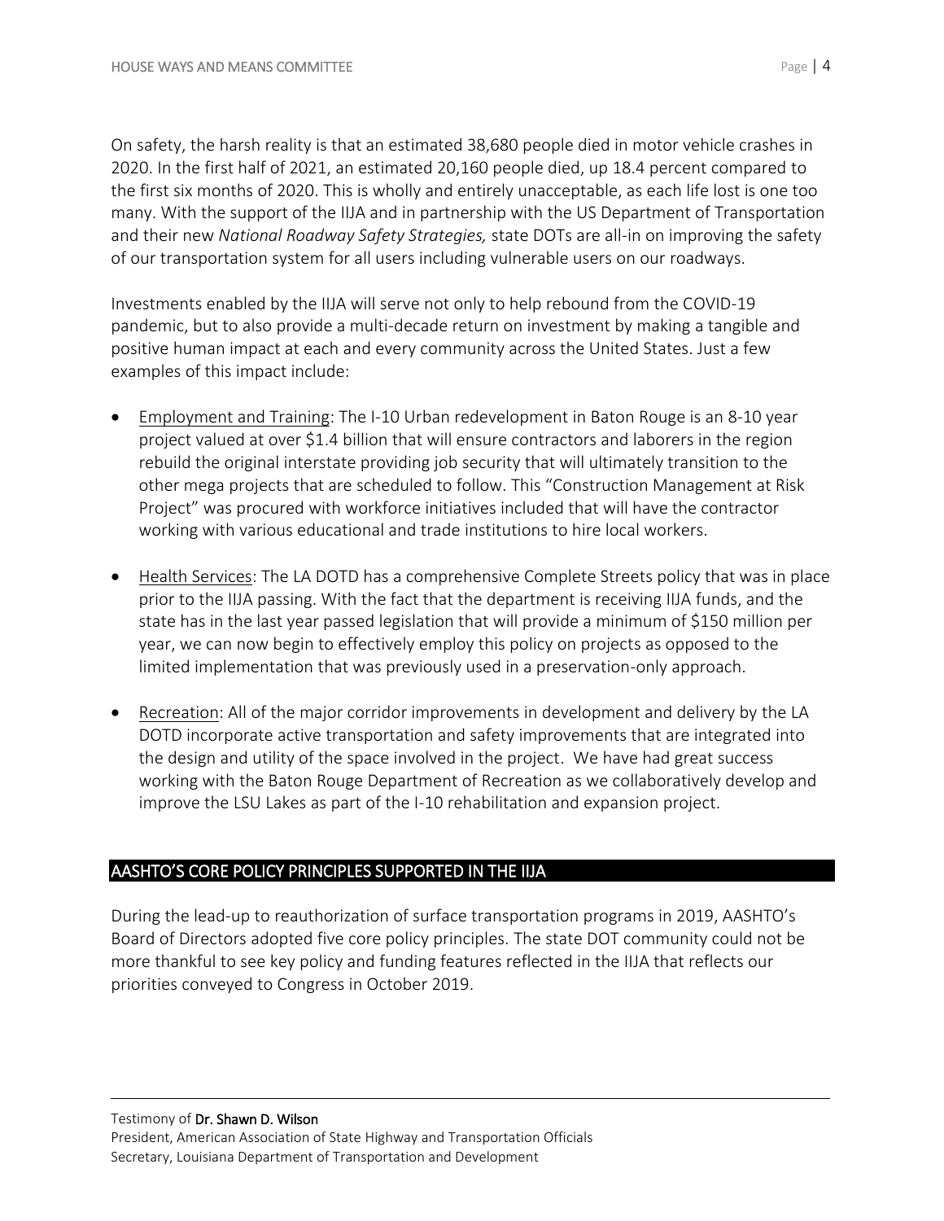On safety, the harsh reality is that an estimated 38,680 people died in motor vehicle crashes in 2020. In the first half of 2021, an estimated 20,160 people died, up 18.4 percent compared to the first six months of 2020. This is wholly and entirely unacceptable, as each life lost is one too many. With the support of the IIJA and in partnership with the US Department of Transportation and their new *National Roadway Safety Strategies,* state DOTs are all-in on improving the safety of our transportation system for all users including vulnerable users on our roadways.

Investments enabled by the IIJA will serve not only to help rebound from the COVID-19 pandemic, but to also provide a multi-decade return on investment by making a tangible and positive human impact at each and every community across the United States. Just a few examples of this impact include:

- <u>Employment and Training</u>: The I-10 Urban redevelopment in Baton Rouge is an 8-10 year project valued at over $1.4 billion that will ensure contractors and laborers in the region rebuild the original interstate providing job security that will ultimately transition to the other mega projects that are scheduled to follow. This "Construction Management at Risk Project" was procured with workforce initiatives included that will have the contractor working with various educational and trade institutions to hire local workers.

- <u>Health Services</u>: The LA DOTD has a comprehensive Complete Streets policy that was in place prior to the IIJA passing. With the fact that the department is receiving IIJA funds, and the state has in the last year passed legislation that will provide a minimum of $150 million per year, we can now begin to effectively employ this policy on projects as opposed to the limited implementation that was previously used in a preservation-only approach.

- <u>Recreation</u>: All of the major corridor improvements in development and delivery by the LA DOTD incorporate active transportation and safety improvements that are integrated into the design and utility of the space involved in the project. We have had great success working with the Baton Rouge Department of Recreation as we collaboratively develop and improve the LSU Lakes as part of the I-10 rehabilitation and expansion project.

## AASHTO'S CORE POLICY PRINCIPLES SUPPORTED IN THE IIJA

During the lead-up to reauthorization of surface transportation programs in 2019, AASHTO's Board of Directors adopted five core policy principles. The state DOT community could not be more thankful to see key policy and funding features reflected in the IIJA that reflects our priorities conveyed to Congress in October 2019.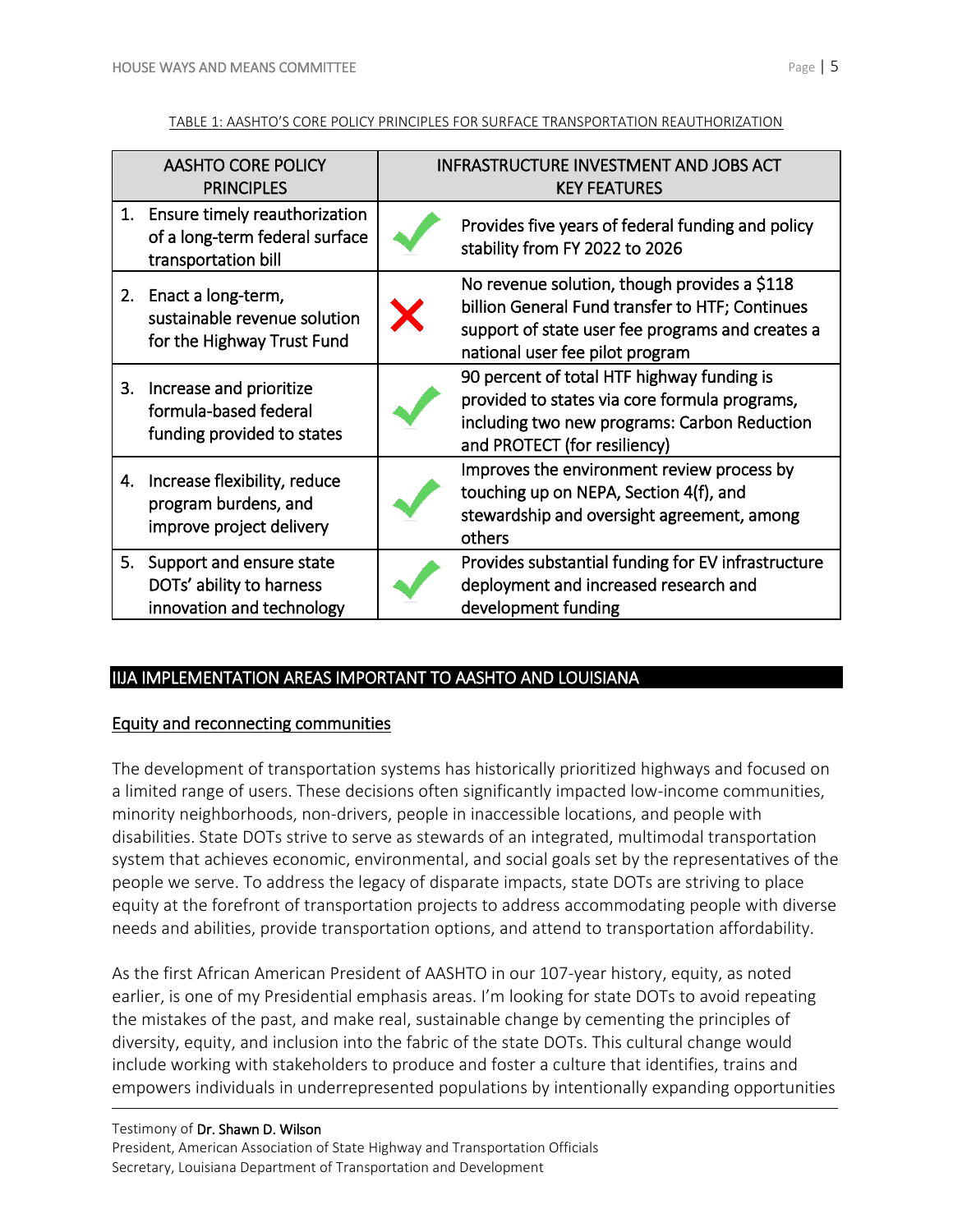TABLE 1: AASHTO'S CORE POLICY PRINCIPLES FOR SURFACE TRANSPORTATION REAUTHORIZATION

| AASHTO CORE POLICY PRINCIPLES | | INFRASTRUCTURE INVESTMENT AND JOBS ACT KEY FEATURES |
|---|---|---|
| 1. Ensure timely reauthorization of a long-term federal surface transportation bill | ✓ | Provides five years of federal funding and policy stability from FY 2022 to 2026 |
| 2. Enact a long-term, sustainable revenue solution for the Highway Trust Fund | ✗ | No revenue solution, though provides a $118 billion General Fund transfer to HTF; Continues support of state user fee programs and creates a national user fee pilot program |
| 3. Increase and prioritize formula-based federal funding provided to states | ✓ | 90 percent of total HTF highway funding is provided to states via core formula programs, including two new programs: Carbon Reduction and PROTECT (for resiliency) |
| 4. Increase flexibility, reduce program burdens, and improve project delivery | ✓ | Improves the environment review process by touching up on NEPA, Section 4(f), and stewardship and oversight agreement, among others |
| 5. Support and ensure state DOTs' ability to harness innovation and technology | ✓ | Provides substantial funding for EV infrastructure deployment and increased research and development funding |

## IIJA IMPLEMENTATION AREAS IMPORTANT TO AASHTO AND LOUISIANA

### Equity and reconnecting communities

The development of transportation systems has historically prioritized highways and focused on a limited range of users. These decisions often significantly impacted low-income communities, minority neighborhoods, non-drivers, people in inaccessible locations, and people with disabilities. State DOTs strive to serve as stewards of an integrated, multimodal transportation system that achieves economic, environmental, and social goals set by the representatives of the people we serve. To address the legacy of disparate impacts, state DOTs are striving to place equity at the forefront of transportation projects to address accommodating people with diverse needs and abilities, provide transportation options, and attend to transportation affordability.

As the first African American President of AASHTO in our 107-year history, equity, as noted earlier, is one of my Presidential emphasis areas. I'm looking for state DOTs to avoid repeating the mistakes of the past, and make real, sustainable change by cementing the principles of diversity, equity, and inclusion into the fabric of the state DOTs. This cultural change would include working with stakeholders to produce and foster a culture that identifies, trains and empowers individuals in underrepresented populations by intentionally expanding opportunities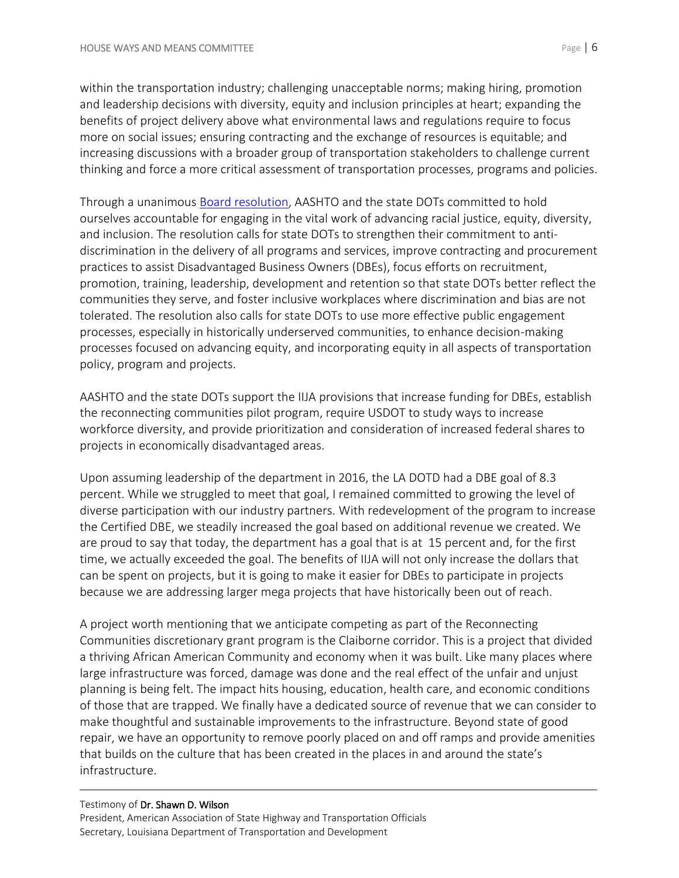within the transportation industry; challenging unacceptable norms; making hiring, promotion and leadership decisions with diversity, equity and inclusion principles at heart; expanding the benefits of project delivery above what environmental laws and regulations require to focus more on social issues; ensuring contracting and the exchange of resources is equitable; and increasing discussions with a broader group of transportation stakeholders to challenge current thinking and force a more critical assessment of transportation processes, programs and policies.

Through a unanimous Board resolution, AASHTO and the state DOTs committed to hold ourselves accountable for engaging in the vital work of advancing racial justice, equity, diversity, and inclusion. The resolution calls for state DOTs to strengthen their commitment to anti-discrimination in the delivery of all programs and services, improve contracting and procurement practices to assist Disadvantaged Business Owners (DBEs), focus efforts on recruitment, promotion, training, leadership, development and retention so that state DOTs better reflect the communities they serve, and foster inclusive workplaces where discrimination and bias are not tolerated. The resolution also calls for state DOTs to use more effective public engagement processes, especially in historically underserved communities, to enhance decision-making processes focused on advancing equity, and incorporating equity in all aspects of transportation policy, program and projects.

AASHTO and the state DOTs support the IIJA provisions that increase funding for DBEs, establish the reconnecting communities pilot program, require USDOT to study ways to increase workforce diversity, and provide prioritization and consideration of increased federal shares to projects in economically disadvantaged areas.

Upon assuming leadership of the department in 2016, the LA DOTD had a DBE goal of 8.3 percent. While we struggled to meet that goal, I remained committed to growing the level of diverse participation with our industry partners. With redevelopment of the program to increase the Certified DBE, we steadily increased the goal based on additional revenue we created. We are proud to say that today, the department has a goal that is at 15 percent and, for the first time, we actually exceeded the goal. The benefits of IIJA will not only increase the dollars that can be spent on projects, but it is going to make it easier for DBEs to participate in projects because we are addressing larger mega projects that have historically been out of reach.

A project worth mentioning that we anticipate competing as part of the Reconnecting Communities discretionary grant program is the Claiborne corridor. This is a project that divided a thriving African American Community and economy when it was built. Like many places where large infrastructure was forced, damage was done and the real effect of the unfair and unjust planning is being felt. The impact hits housing, education, health care, and economic conditions of those that are trapped. We finally have a dedicated source of revenue that we can consider to make thoughtful and sustainable improvements to the infrastructure. Beyond state of good repair, we have an opportunity to remove poorly placed on and off ramps and provide amenities that builds on the culture that has been created in the places in and around the state's infrastructure.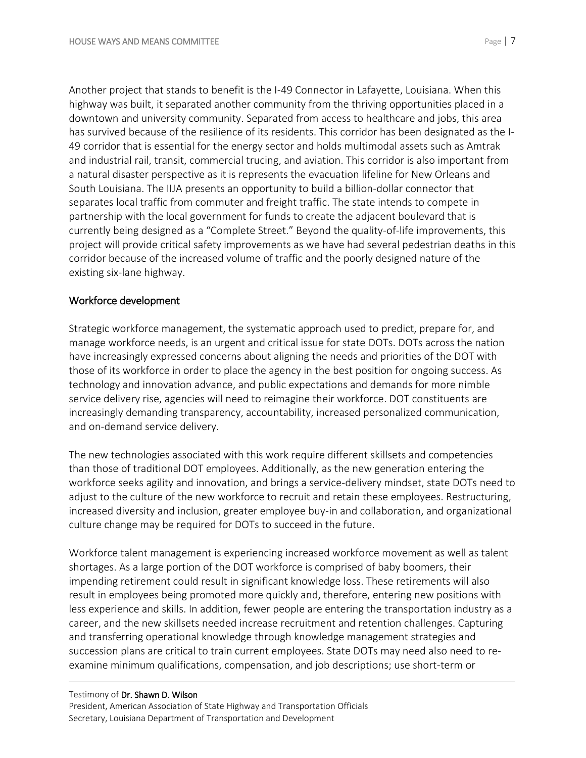Another project that stands to benefit is the I-49 Connector in Lafayette, Louisiana. When this highway was built, it separated another community from the thriving opportunities placed in a downtown and university community. Separated from access to healthcare and jobs, this area has survived because of the resilience of its residents. This corridor has been designated as the I-49 corridor that is essential for the energy sector and holds multimodal assets such as Amtrak and industrial rail, transit, commercial trucing, and aviation. This corridor is also important from a natural disaster perspective as it is represents the evacuation lifeline for New Orleans and South Louisiana. The IIJA presents an opportunity to build a billion-dollar connector that separates local traffic from commuter and freight traffic. The state intends to compete in partnership with the local government for funds to create the adjacent boulevard that is currently being designed as a "Complete Street." Beyond the quality-of-life improvements, this project will provide critical safety improvements as we have had several pedestrian deaths in this corridor because of the increased volume of traffic and the poorly designed nature of the existing six-lane highway.

## Workforce development

Strategic workforce management, the systematic approach used to predict, prepare for, and manage workforce needs, is an urgent and critical issue for state DOTs. DOTs across the nation have increasingly expressed concerns about aligning the needs and priorities of the DOT with those of its workforce in order to place the agency in the best position for ongoing success. As technology and innovation advance, and public expectations and demands for more nimble service delivery rise, agencies will need to reimagine their workforce. DOT constituents are increasingly demanding transparency, accountability, increased personalized communication, and on-demand service delivery.

The new technologies associated with this work require different skillsets and competencies than those of traditional DOT employees. Additionally, as the new generation entering the workforce seeks agility and innovation, and brings a service-delivery mindset, state DOTs need to adjust to the culture of the new workforce to recruit and retain these employees. Restructuring, increased diversity and inclusion, greater employee buy-in and collaboration, and organizational culture change may be required for DOTs to succeed in the future.

Workforce talent management is experiencing increased workforce movement as well as talent shortages. As a large portion of the DOT workforce is comprised of baby boomers, their impending retirement could result in significant knowledge loss. These retirements will also result in employees being promoted more quickly and, therefore, entering new positions with less experience and skills. In addition, fewer people are entering the transportation industry as a career, and the new skillsets needed increase recruitment and retention challenges. Capturing and transferring operational knowledge through knowledge management strategies and succession plans are critical to train current employees. State DOTs may need also need to re-examine minimum qualifications, compensation, and job descriptions; use short-term or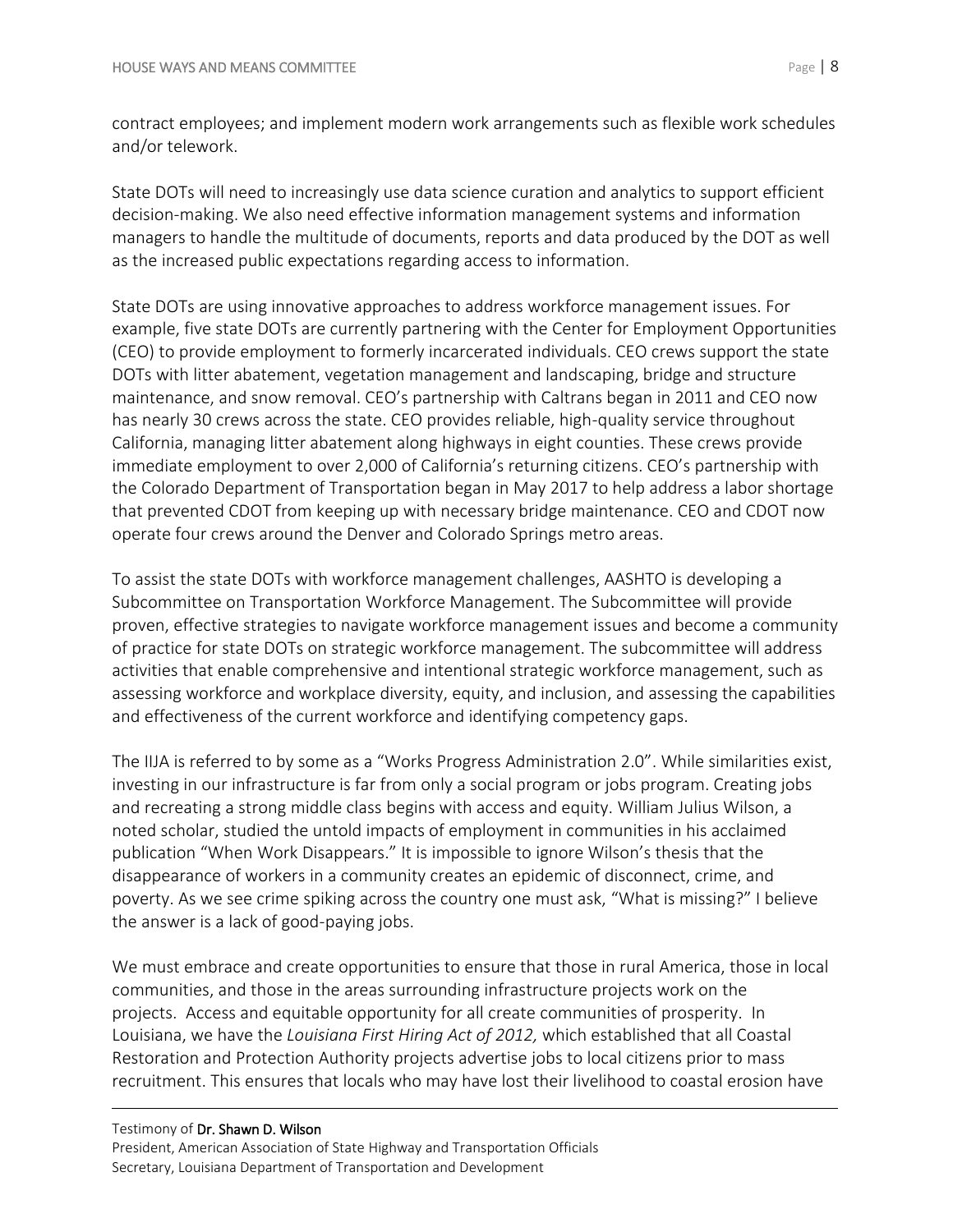contract employees; and implement modern work arrangements such as flexible work schedules and/or telework.

State DOTs will need to increasingly use data science curation and analytics to support efficient decision-making. We also need effective information management systems and information managers to handle the multitude of documents, reports and data produced by the DOT as well as the increased public expectations regarding access to information.

State DOTs are using innovative approaches to address workforce management issues. For example, five state DOTs are currently partnering with the Center for Employment Opportunities (CEO) to provide employment to formerly incarcerated individuals. CEO crews support the state DOTs with litter abatement, vegetation management and landscaping, bridge and structure maintenance, and snow removal. CEO's partnership with Caltrans began in 2011 and CEO now has nearly 30 crews across the state. CEO provides reliable, high-quality service throughout California, managing litter abatement along highways in eight counties. These crews provide immediate employment to over 2,000 of California's returning citizens. CEO's partnership with the Colorado Department of Transportation began in May 2017 to help address a labor shortage that prevented CDOT from keeping up with necessary bridge maintenance. CEO and CDOT now operate four crews around the Denver and Colorado Springs metro areas.

To assist the state DOTs with workforce management challenges, AASHTO is developing a Subcommittee on Transportation Workforce Management. The Subcommittee will provide proven, effective strategies to navigate workforce management issues and become a community of practice for state DOTs on strategic workforce management. The subcommittee will address activities that enable comprehensive and intentional strategic workforce management, such as assessing workforce and workplace diversity, equity, and inclusion, and assessing the capabilities and effectiveness of the current workforce and identifying competency gaps.

The IIJA is referred to by some as a "Works Progress Administration 2.0". While similarities exist, investing in our infrastructure is far from only a social program or jobs program. Creating jobs and recreating a strong middle class begins with access and equity. William Julius Wilson, a noted scholar, studied the untold impacts of employment in communities in his acclaimed publication "When Work Disappears." It is impossible to ignore Wilson's thesis that the disappearance of workers in a community creates an epidemic of disconnect, crime, and poverty. As we see crime spiking across the country one must ask, "What is missing?" I believe the answer is a lack of good-paying jobs.

We must embrace and create opportunities to ensure that those in rural America, those in local communities, and those in the areas surrounding infrastructure projects work on the projects. Access and equitable opportunity for all create communities of prosperity. In Louisiana, we have the *Louisiana First Hiring Act of 2012,* which established that all Coastal Restoration and Protection Authority projects advertise jobs to local citizens prior to mass recruitment. This ensures that locals who may have lost their livelihood to coastal erosion have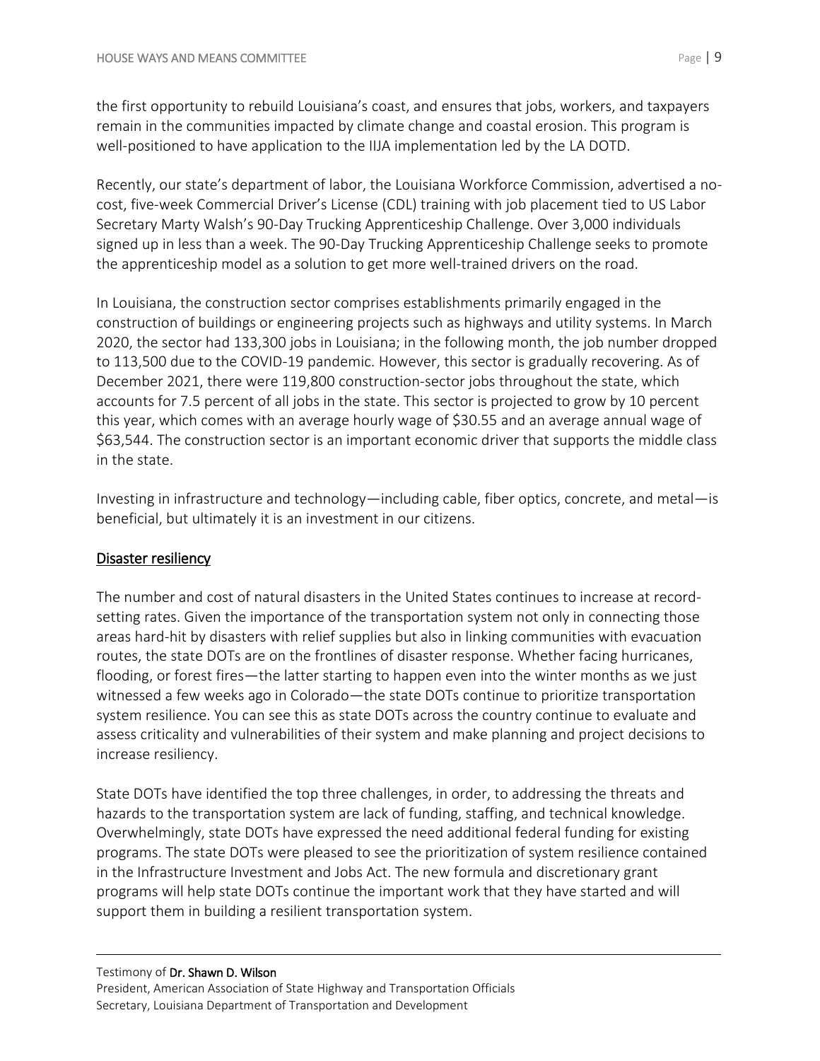the first opportunity to rebuild Louisiana's coast, and ensures that jobs, workers, and taxpayers remain in the communities impacted by climate change and coastal erosion. This program is well-positioned to have application to the IIJA implementation led by the LA DOTD.

Recently, our state's department of labor, the Louisiana Workforce Commission, advertised a no-cost, five-week Commercial Driver's License (CDL) training with job placement tied to US Labor Secretary Marty Walsh's 90-Day Trucking Apprenticeship Challenge. Over 3,000 individuals signed up in less than a week. The 90-Day Trucking Apprenticeship Challenge seeks to promote the apprenticeship model as a solution to get more well-trained drivers on the road.

In Louisiana, the construction sector comprises establishments primarily engaged in the construction of buildings or engineering projects such as highways and utility systems. In March 2020, the sector had 133,300 jobs in Louisiana; in the following month, the job number dropped to 113,500 due to the COVID-19 pandemic. However, this sector is gradually recovering. As of December 2021, there were 119,800 construction-sector jobs throughout the state, which accounts for 7.5 percent of all jobs in the state. This sector is projected to grow by 10 percent this year, which comes with an average hourly wage of $30.55 and an average annual wage of $63,544. The construction sector is an important economic driver that supports the middle class in the state.

Investing in infrastructure and technology—including cable, fiber optics, concrete, and metal—is beneficial, but ultimately it is an investment in our citizens.

## Disaster resiliency

The number and cost of natural disasters in the United States continues to increase at record-setting rates. Given the importance of the transportation system not only in connecting those areas hard-hit by disasters with relief supplies but also in linking communities with evacuation routes, the state DOTs are on the frontlines of disaster response. Whether facing hurricanes, flooding, or forest fires—the latter starting to happen even into the winter months as we just witnessed a few weeks ago in Colorado—the state DOTs continue to prioritize transportation system resilience. You can see this as state DOTs across the country continue to evaluate and assess criticality and vulnerabilities of their system and make planning and project decisions to increase resiliency.

State DOTs have identified the top three challenges, in order, to addressing the threats and hazards to the transportation system are lack of funding, staffing, and technical knowledge. Overwhelmingly, state DOTs have expressed the need additional federal funding for existing programs. The state DOTs were pleased to see the prioritization of system resilience contained in the Infrastructure Investment and Jobs Act. The new formula and discretionary grant programs will help state DOTs continue the important work that they have started and will support them in building a resilient transportation system.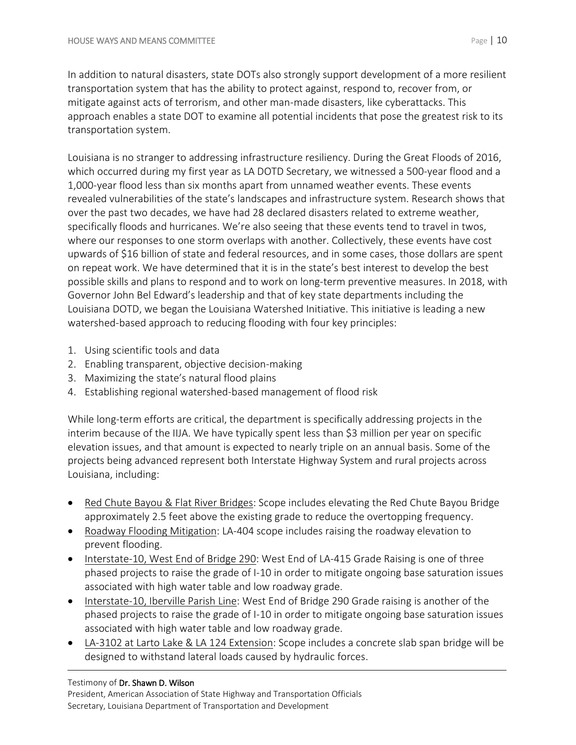In addition to natural disasters, state DOTs also strongly support development of a more resilient transportation system that has the ability to protect against, respond to, recover from, or mitigate against acts of terrorism, and other man-made disasters, like cyberattacks. This approach enables a state DOT to examine all potential incidents that pose the greatest risk to its transportation system.

Louisiana is no stranger to addressing infrastructure resiliency. During the Great Floods of 2016, which occurred during my first year as LA DOTD Secretary, we witnessed a 500-year flood and a 1,000-year flood less than six months apart from unnamed weather events. These events revealed vulnerabilities of the state's landscapes and infrastructure system. Research shows that over the past two decades, we have had 28 declared disasters related to extreme weather, specifically floods and hurricanes. We're also seeing that these events tend to travel in twos, where our responses to one storm overlaps with another. Collectively, these events have cost upwards of $16 billion of state and federal resources, and in some cases, those dollars are spent on repeat work. We have determined that it is in the state's best interest to develop the best possible skills and plans to respond and to work on long-term preventive measures. In 2018, with Governor John Bel Edward's leadership and that of key state departments including the Louisiana DOTD, we began the Louisiana Watershed Initiative. This initiative is leading a new watershed-based approach to reducing flooding with four key principles:

1. Using scientific tools and data
2. Enabling transparent, objective decision-making
3. Maximizing the state's natural flood plains
4. Establishing regional watershed-based management of flood risk

While long-term efforts are critical, the department is specifically addressing projects in the interim because of the IIJA. We have typically spent less than $3 million per year on specific elevation issues, and that amount is expected to nearly triple on an annual basis. Some of the projects being advanced represent both Interstate Highway System and rural projects across Louisiana, including:

- Red Chute Bayou & Flat River Bridges: Scope includes elevating the Red Chute Bayou Bridge approximately 2.5 feet above the existing grade to reduce the overtopping frequency.
- Roadway Flooding Mitigation: LA-404 scope includes raising the roadway elevation to prevent flooding.
- Interstate-10, West End of Bridge 290: West End of LA-415 Grade Raising is one of three phased projects to raise the grade of I-10 in order to mitigate ongoing base saturation issues associated with high water table and low roadway grade.
- Interstate-10, Iberville Parish Line: West End of Bridge 290 Grade raising is another of the phased projects to raise the grade of I-10 in order to mitigate ongoing base saturation issues associated with high water table and low roadway grade.
- LA-3102 at Larto Lake & LA 124 Extension: Scope includes a concrete slab span bridge will be designed to withstand lateral loads caused by hydraulic forces.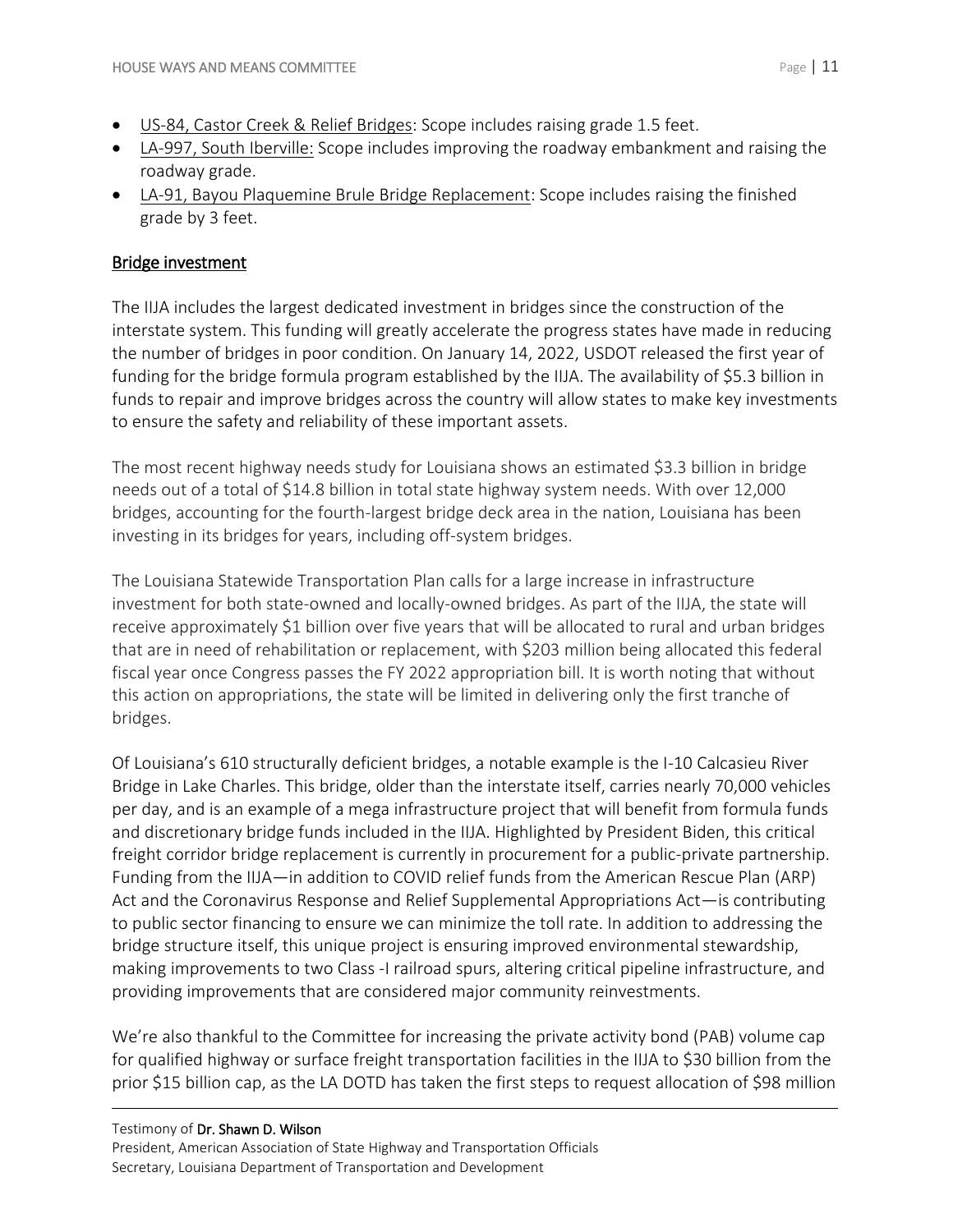- US-84, Castor Creek & Relief Bridges: Scope includes raising grade 1.5 feet.
- LA-997, South Iberville: Scope includes improving the roadway embankment and raising the roadway grade.
- LA-91, Bayou Plaquemine Brule Bridge Replacement: Scope includes raising the finished grade by 3 feet.

## Bridge investment

The IIJA includes the largest dedicated investment in bridges since the construction of the interstate system. This funding will greatly accelerate the progress states have made in reducing the number of bridges in poor condition. On January 14, 2022, USDOT released the first year of funding for the bridge formula program established by the IIJA. The availability of $5.3 billion in funds to repair and improve bridges across the country will allow states to make key investments to ensure the safety and reliability of these important assets.

The most recent highway needs study for Louisiana shows an estimated $3.3 billion in bridge needs out of a total of $14.8 billion in total state highway system needs. With over 12,000 bridges, accounting for the fourth-largest bridge deck area in the nation, Louisiana has been investing in its bridges for years, including off-system bridges.

The Louisiana Statewide Transportation Plan calls for a large increase in infrastructure investment for both state-owned and locally-owned bridges. As part of the IIJA, the state will receive approximately $1 billion over five years that will be allocated to rural and urban bridges that are in need of rehabilitation or replacement, with $203 million being allocated this federal fiscal year once Congress passes the FY 2022 appropriation bill. It is worth noting that without this action on appropriations, the state will be limited in delivering only the first tranche of bridges.

Of Louisiana's 610 structurally deficient bridges, a notable example is the I-10 Calcasieu River Bridge in Lake Charles. This bridge, older than the interstate itself, carries nearly 70,000 vehicles per day, and is an example of a mega infrastructure project that will benefit from formula funds and discretionary bridge funds included in the IIJA. Highlighted by President Biden, this critical freight corridor bridge replacement is currently in procurement for a public-private partnership. Funding from the IIJA—in addition to COVID relief funds from the American Rescue Plan (ARP) Act and the Coronavirus Response and Relief Supplemental Appropriations Act—is contributing to public sector financing to ensure we can minimize the toll rate. In addition to addressing the bridge structure itself, this unique project is ensuring improved environmental stewardship, making improvements to two Class -I railroad spurs, altering critical pipeline infrastructure, and providing improvements that are considered major community reinvestments.

We're also thankful to the Committee for increasing the private activity bond (PAB) volume cap for qualified highway or surface freight transportation facilities in the IIJA to $30 billion from the prior $15 billion cap, as the LA DOTD has taken the first steps to request allocation of $98 million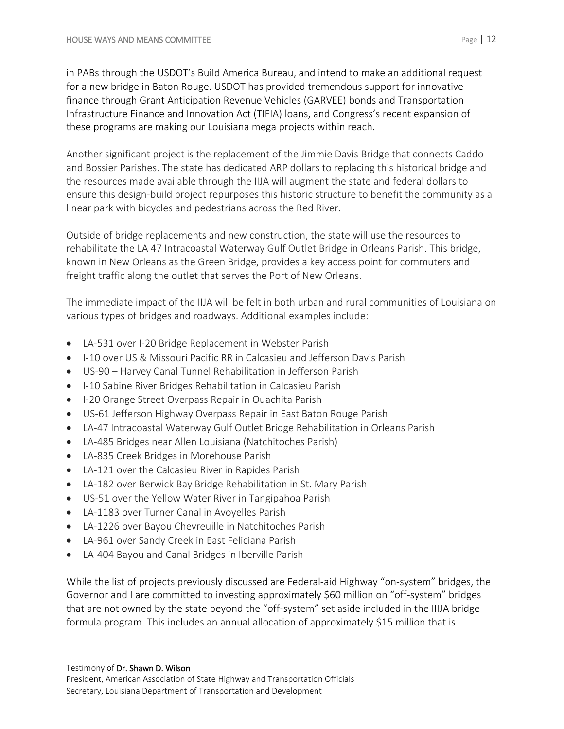in PABs through the USDOT's Build America Bureau, and intend to make an additional request for a new bridge in Baton Rouge. USDOT has provided tremendous support for innovative finance through Grant Anticipation Revenue Vehicles (GARVEE) bonds and Transportation Infrastructure Finance and Innovation Act (TIFIA) loans, and Congress's recent expansion of these programs are making our Louisiana mega projects within reach.

Another significant project is the replacement of the Jimmie Davis Bridge that connects Caddo and Bossier Parishes. The state has dedicated ARP dollars to replacing this historical bridge and the resources made available through the IIJA will augment the state and federal dollars to ensure this design-build project repurposes this historic structure to benefit the community as a linear park with bicycles and pedestrians across the Red River.

Outside of bridge replacements and new construction, the state will use the resources to rehabilitate the LA 47 Intracoastal Waterway Gulf Outlet Bridge in Orleans Parish. This bridge, known in New Orleans as the Green Bridge, provides a key access point for commuters and freight traffic along the outlet that serves the Port of New Orleans.

The immediate impact of the IIJA will be felt in both urban and rural communities of Louisiana on various types of bridges and roadways. Additional examples include:

- LA-531 over I-20 Bridge Replacement in Webster Parish
- I-10 over US & Missouri Pacific RR in Calcasieu and Jefferson Davis Parish
- US-90 – Harvey Canal Tunnel Rehabilitation in Jefferson Parish
- I-10 Sabine River Bridges Rehabilitation in Calcasieu Parish
- I-20 Orange Street Overpass Repair in Ouachita Parish
- US-61 Jefferson Highway Overpass Repair in East Baton Rouge Parish
- LA-47 Intracoastal Waterway Gulf Outlet Bridge Rehabilitation in Orleans Parish
- LA-485 Bridges near Allen Louisiana (Natchitoches Parish)
- LA-835 Creek Bridges in Morehouse Parish
- LA-121 over the Calcasieu River in Rapides Parish
- LA-182 over Berwick Bay Bridge Rehabilitation in St. Mary Parish
- US-51 over the Yellow Water River in Tangipahoa Parish
- LA-1183 over Turner Canal in Avoyelles Parish
- LA-1226 over Bayou Chevreuille in Natchitoches Parish
- LA-961 over Sandy Creek in East Feliciana Parish
- LA-404 Bayou and Canal Bridges in Iberville Parish

While the list of projects previously discussed are Federal-aid Highway "on-system" bridges, the Governor and I are committed to investing approximately $60 million on "off-system" bridges that are not owned by the state beyond the "off-system" set aside included in the IIIJA bridge formula program. This includes an annual allocation of approximately $15 million that is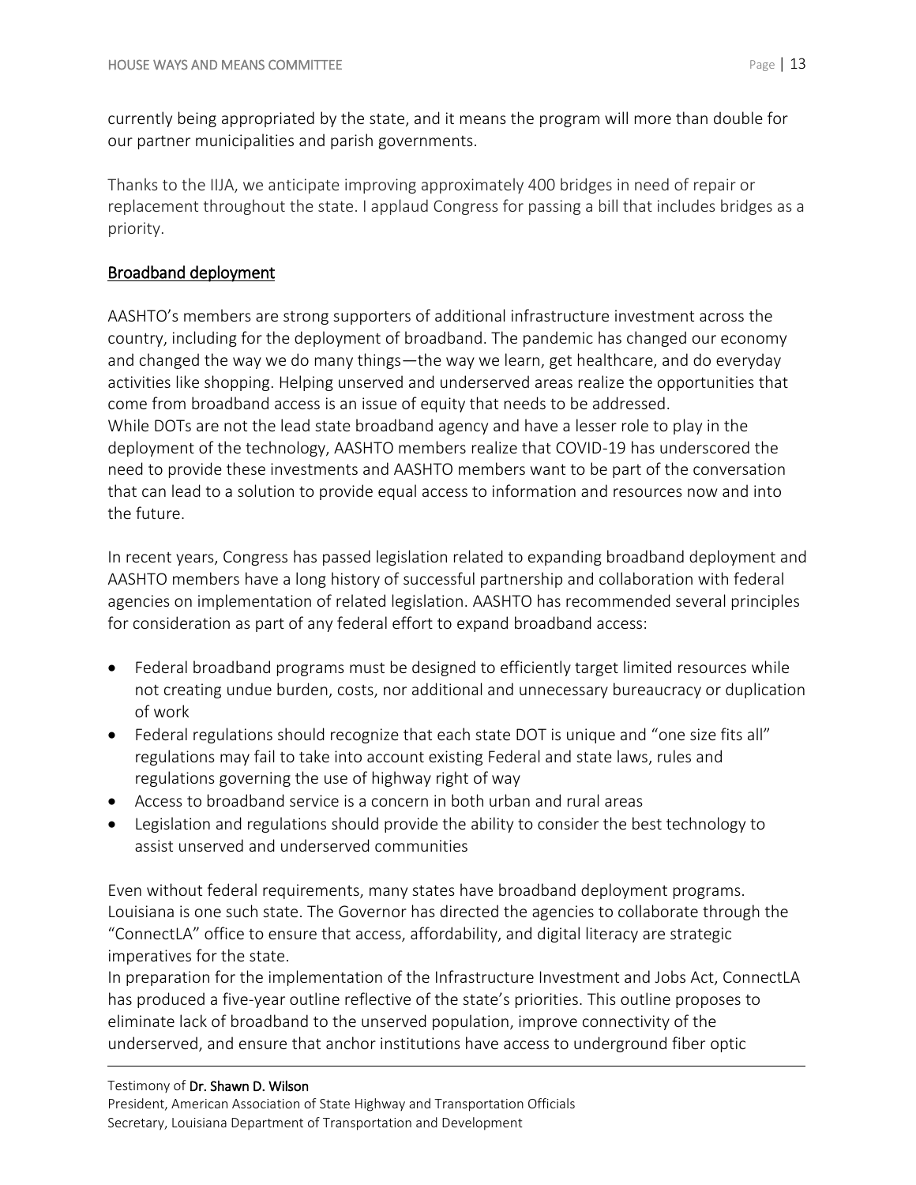currently being appropriated by the state, and it means the program will more than double for our partner municipalities and parish governments.

Thanks to the IIJA, we anticipate improving approximately 400 bridges in need of repair or replacement throughout the state. I applaud Congress for passing a bill that includes bridges as a priority.

## Broadband deployment

AASHTO's members are strong supporters of additional infrastructure investment across the country, including for the deployment of broadband. The pandemic has changed our economy and changed the way we do many things—the way we learn, get healthcare, and do everyday activities like shopping. Helping unserved and underserved areas realize the opportunities that come from broadband access is an issue of equity that needs to be addressed.

While DOTs are not the lead state broadband agency and have a lesser role to play in the deployment of the technology, AASHTO members realize that COVID-19 has underscored the need to provide these investments and AASHTO members want to be part of the conversation that can lead to a solution to provide equal access to information and resources now and into the future.

In recent years, Congress has passed legislation related to expanding broadband deployment and AASHTO members have a long history of successful partnership and collaboration with federal agencies on implementation of related legislation. AASHTO has recommended several principles for consideration as part of any federal effort to expand broadband access:

- Federal broadband programs must be designed to efficiently target limited resources while not creating undue burden, costs, nor additional and unnecessary bureaucracy or duplication of work
- Federal regulations should recognize that each state DOT is unique and "one size fits all" regulations may fail to take into account existing Federal and state laws, rules and regulations governing the use of highway right of way
- Access to broadband service is a concern in both urban and rural areas
- Legislation and regulations should provide the ability to consider the best technology to assist unserved and underserved communities

Even without federal requirements, many states have broadband deployment programs. Louisiana is one such state. The Governor has directed the agencies to collaborate through the "ConnectLA" office to ensure that access, affordability, and digital literacy are strategic imperatives for the state.

In preparation for the implementation of the Infrastructure Investment and Jobs Act, ConnectLA has produced a five-year outline reflective of the state's priorities. This outline proposes to eliminate lack of broadband to the unserved population, improve connectivity of the underserved, and ensure that anchor institutions have access to underground fiber optic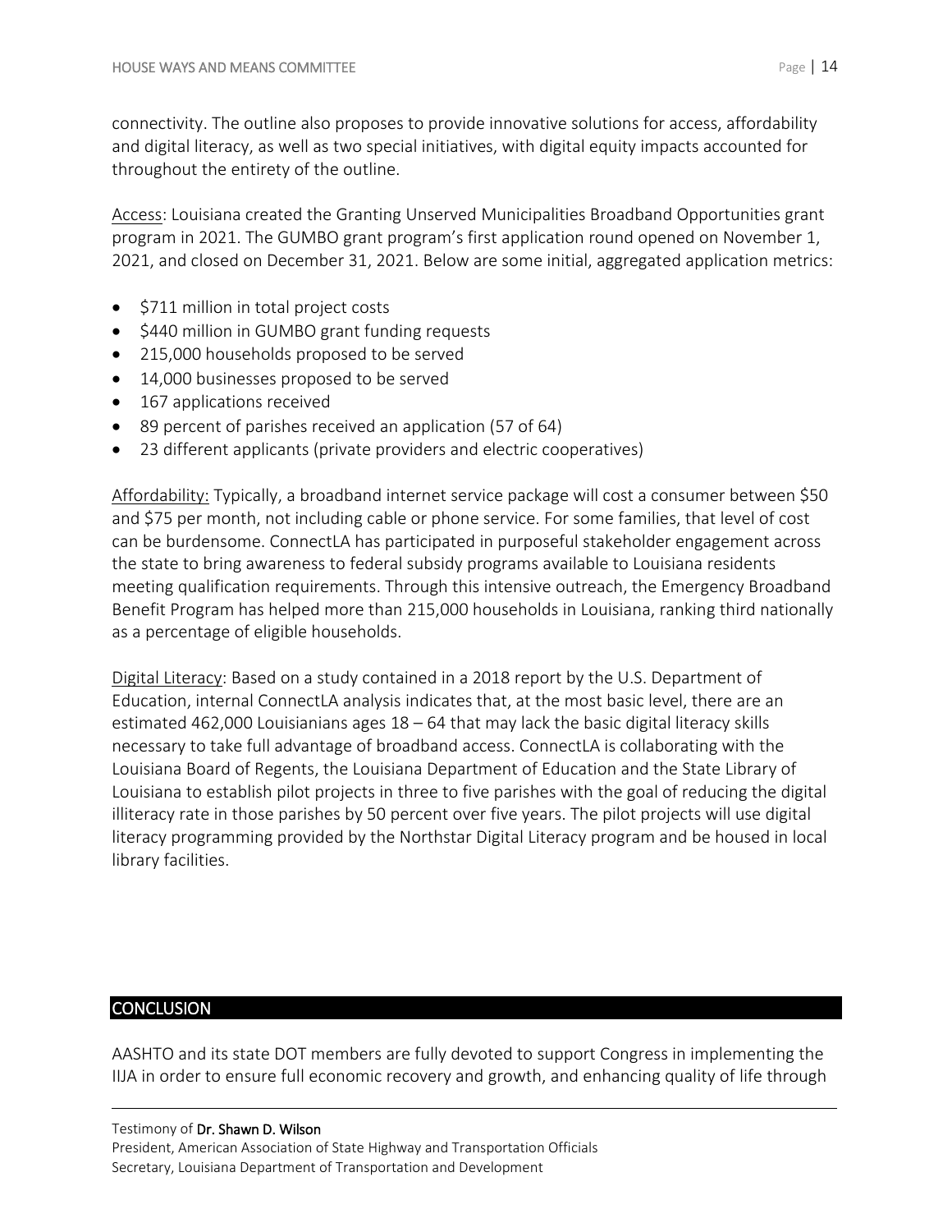connectivity. The outline also proposes to provide innovative solutions for access, affordability and digital literacy, as well as two special initiatives, with digital equity impacts accounted for throughout the entirety of the outline.

Access: Louisiana created the Granting Unserved Municipalities Broadband Opportunities grant program in 2021. The GUMBO grant program's first application round opened on November 1, 2021, and closed on December 31, 2021. Below are some initial, aggregated application metrics:

- $711 million in total project costs
- $440 million in GUMBO grant funding requests
- 215,000 households proposed to be served
- 14,000 businesses proposed to be served
- 167 applications received
- 89 percent of parishes received an application (57 of 64)
- 23 different applicants (private providers and electric cooperatives)

Affordability: Typically, a broadband internet service package will cost a consumer between $50 and $75 per month, not including cable or phone service. For some families, that level of cost can be burdensome. ConnectLA has participated in purposeful stakeholder engagement across the state to bring awareness to federal subsidy programs available to Louisiana residents meeting qualification requirements. Through this intensive outreach, the Emergency Broadband Benefit Program has helped more than 215,000 households in Louisiana, ranking third nationally as a percentage of eligible households.

Digital Literacy: Based on a study contained in a 2018 report by the U.S. Department of Education, internal ConnectLA analysis indicates that, at the most basic level, there are an estimated 462,000 Louisianians ages 18 – 64 that may lack the basic digital literacy skills necessary to take full advantage of broadband access. ConnectLA is collaborating with the Louisiana Board of Regents, the Louisiana Department of Education and the State Library of Louisiana to establish pilot projects in three to five parishes with the goal of reducing the digital illiteracy rate in those parishes by 50 percent over five years. The pilot projects will use digital literacy programming provided by the Northstar Digital Literacy program and be housed in local library facilities.

## CONCLUSION

AASHTO and its state DOT members are fully devoted to support Congress in implementing the IIJA in order to ensure full economic recovery and growth, and enhancing quality of life through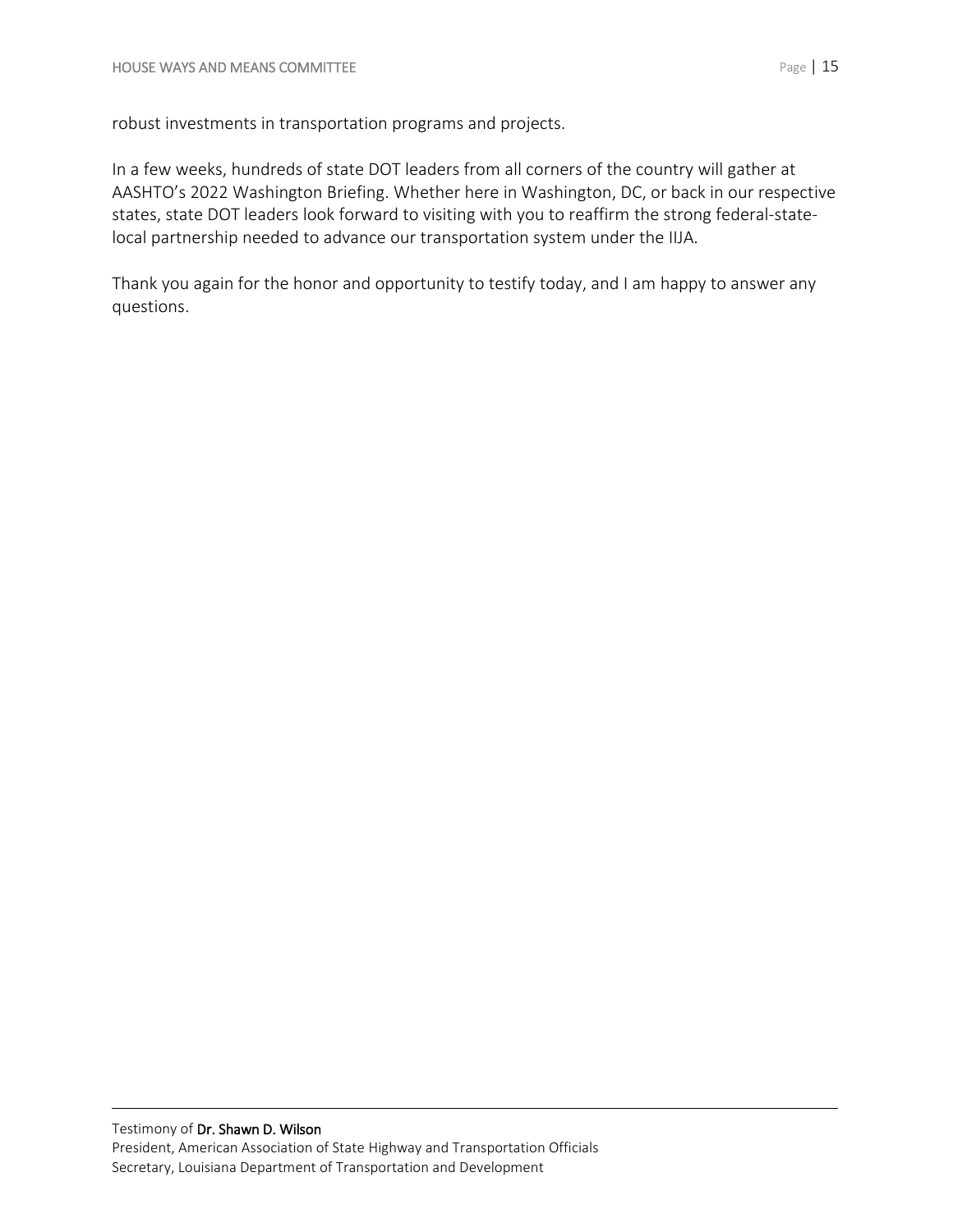robust investments in transportation programs and projects.

In a few weeks, hundreds of state DOT leaders from all corners of the country will gather at AASHTO's 2022 Washington Briefing. Whether here in Washington, DC, or back in our respective states, state DOT leaders look forward to visiting with you to reaffirm the strong federal-state-local partnership needed to advance our transportation system under the IIJA.

Thank you again for the honor and opportunity to testify today, and I am happy to answer any questions.